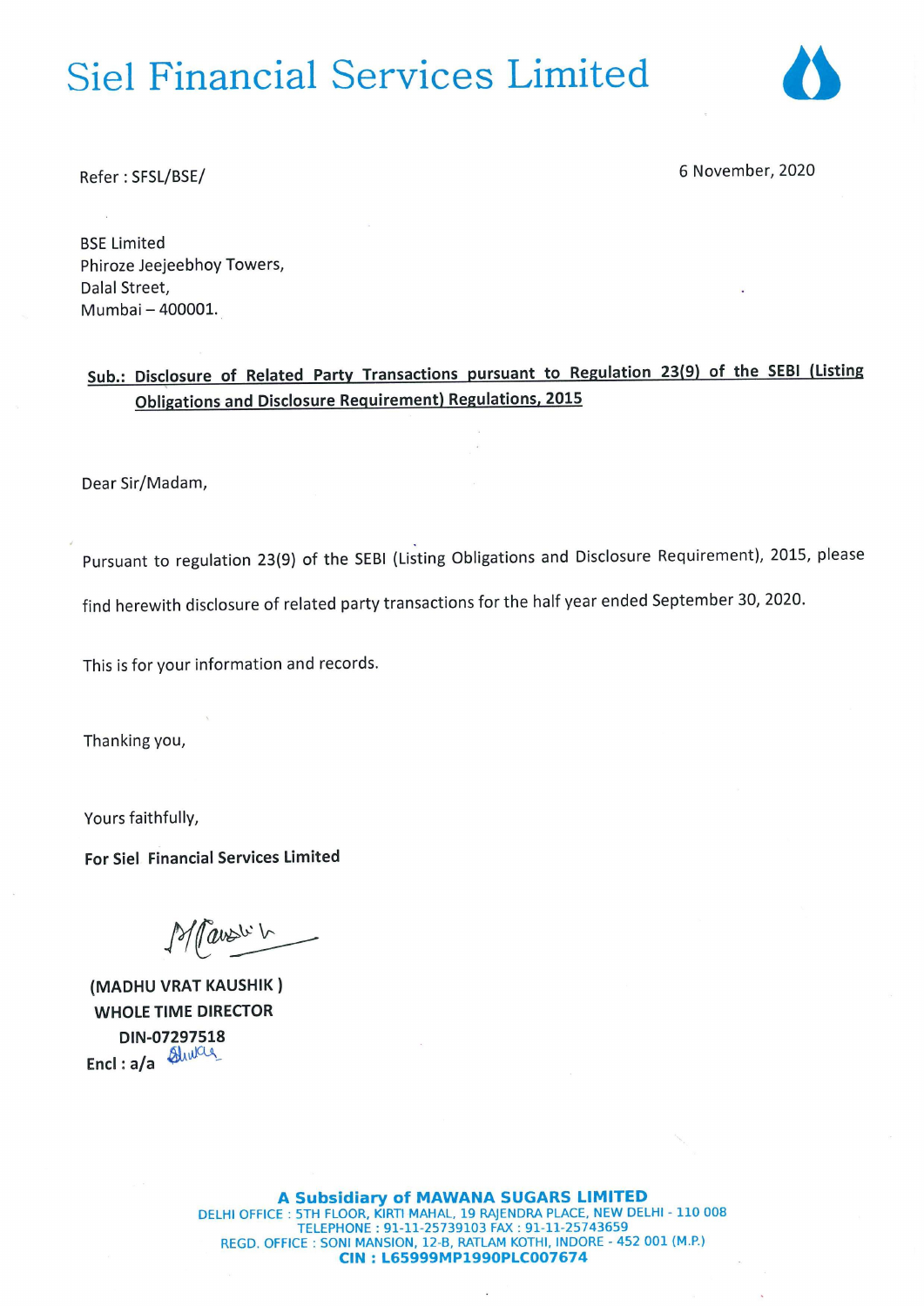# Siel Financial Services Limited

Refer : SFSL/BSE/

6 November, 2020

BSE Limited
Phiroze Jeejeebhoy Towers,
Dalal Street,
Mumbai – 400001.

**Sub.: Disclosure of Related Party Transactions pursuant to Regulation 23(9) of the SEBI (Listing Obligations and Disclosure Requirement) Regulations, 2015**

Dear Sir/Madam,

Pursuant to regulation 23(9) of the SEBI (Listing Obligations and Disclosure Requirement), 2015, please find herewith disclosure of related party transactions for the half year ended September 30, 2020.

This is for your information and records.

Thanking you,

Yours faithfully,

**For Siel Financial Services Limited**

**(MADHU VRAT KAUSHIK )**
**WHOLE TIME DIRECTOR**
**DIN-07297518**
**Encl : a/a**

**A Subsidiary of MAWANA SUGARS LIMITED**
DELHI OFFICE : 5TH FLOOR, KIRTI MAHAL, 19 RAJENDRA PLACE, NEW DELHI - 110 008
TELEPHONE : 91-11-25739103 FAX : 91-11-25743659
REGD. OFFICE : SONI MANSION, 12-B, RATLAM KOTHI, INDORE - 452 001 (M.P.)
**CIN : L65999MP1990PLC007674**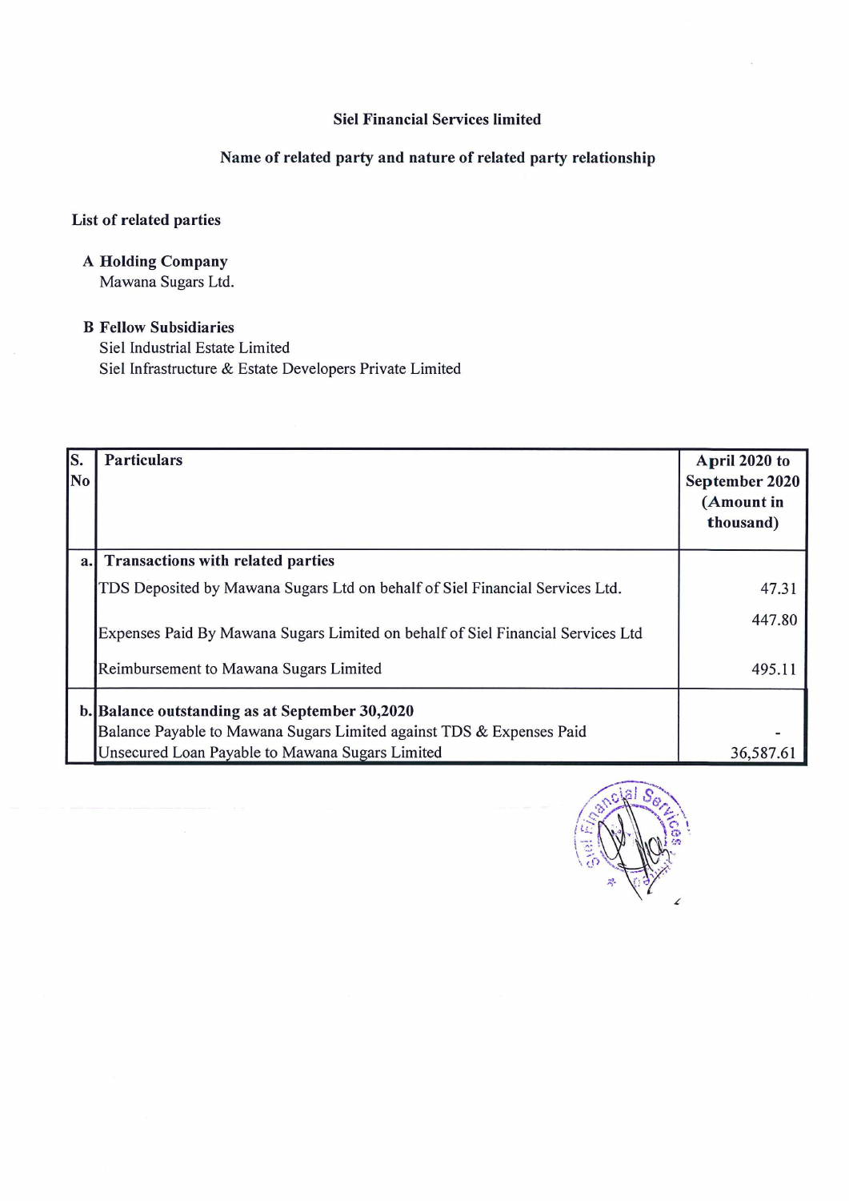# Siel Financial Services limited

## Name of related party and nature of related party relationship

**List of related parties**

**A Holding Company**
Mawana Sugars Ltd.

**B Fellow Subsidiaries**
Siel Industrial Estate Limited
Siel Infrastructure & Estate Developers Private Limited

| S. No | Particulars | April 2020 to September 2020 (Amount in thousand) |
|---|---|---|
| a. | **Transactions with related parties** | |
| | TDS Deposited by Mawana Sugars Ltd on behalf of Siel Financial Services Ltd. | 47.31 |
| | Expenses Paid By Mawana Sugars Limited on behalf of Siel Financial Services Ltd | 447.80 |
| | Reimbursement to Mawana Sugars Limited | 495.11 |
| b. | **Balance outstanding as at September 30,2020** | |
| | Balance Payable to Mawana Sugars Limited against TDS & Expenses Paid | - |
| | Unsecured Loan Payable to Mawana Sugars Limited | 36,587.61 |